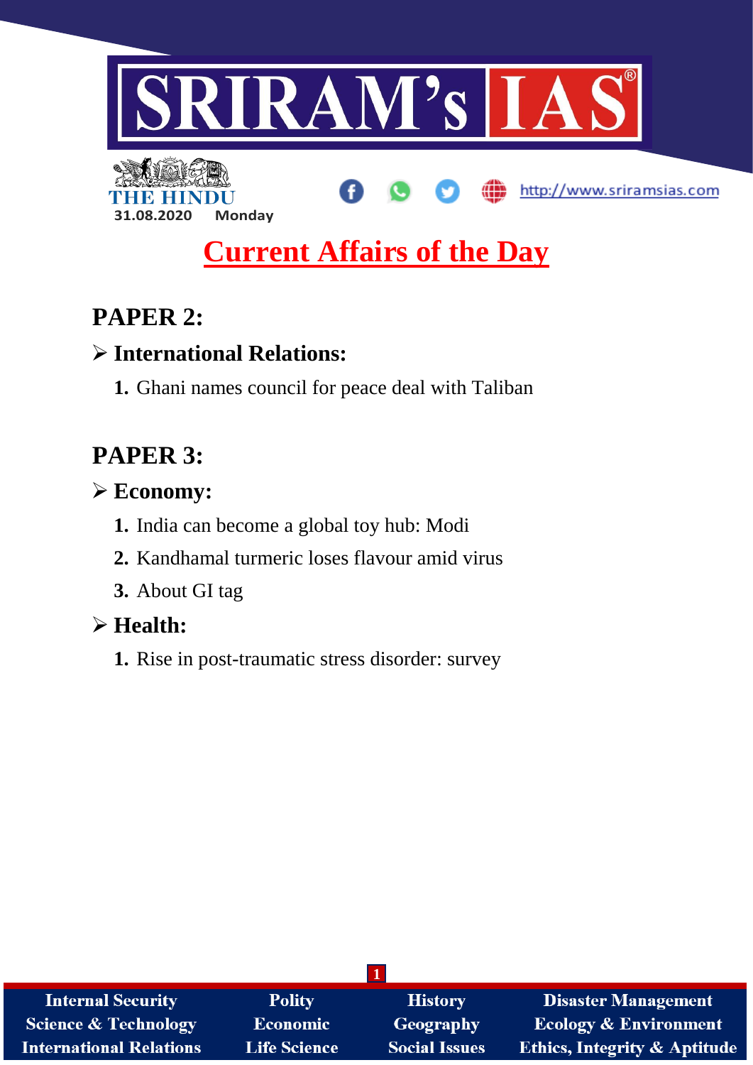SRIRAM's IAS

THE HINDU

31.08.2020 Monday

http://www.sriramsias.com

# Current Affairs of the Day

## PAPER 2:

### ➢ International Relations:

1. Ghani names council for peace deal with Taliban

## PAPER 3:

### ➢ Economy:

1. India can become a global toy hub: Modi
2. Kandhamal turmeric loses flavour amid virus
3. About GI tag

### ➢ Health:

1. Rise in post-traumatic stress disorder: survey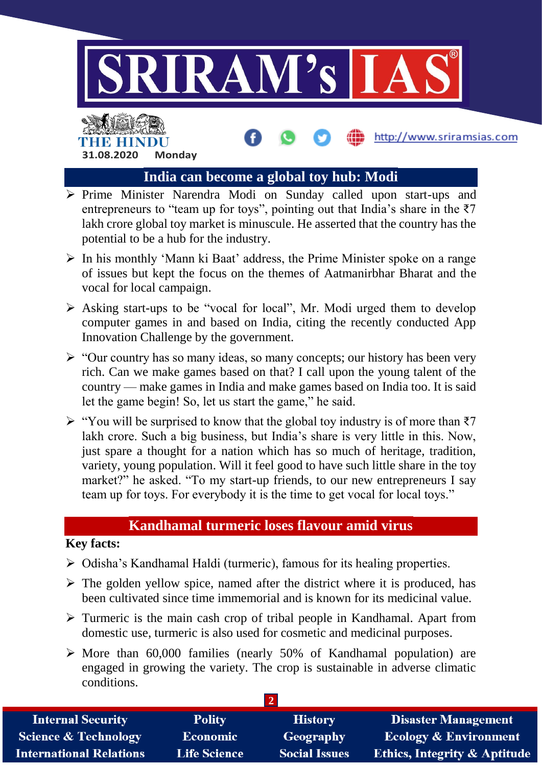## India can become a global toy hub: Modi

- Prime Minister Narendra Modi on Sunday called upon start-ups and entrepreneurs to "team up for toys", pointing out that India's share in the ₹7 lakh crore global toy market is minuscule. He asserted that the country has the potential to be a hub for the industry.
- In his monthly 'Mann ki Baat' address, the Prime Minister spoke on a range of issues but kept the focus on the themes of Aatmanirbhar Bharat and the vocal for local campaign.
- Asking start-ups to be "vocal for local", Mr. Modi urged them to develop computer games in and based on India, citing the recently conducted App Innovation Challenge by the government.
- "Our country has so many ideas, so many concepts; our history has been very rich. Can we make games based on that? I call upon the young talent of the country — make games in India and make games based on India too. It is said let the game begin! So, let us start the game," he said.
- "You will be surprised to know that the global toy industry is of more than ₹7 lakh crore. Such a big business, but India's share is very little in this. Now, just spare a thought for a nation which has so much of heritage, tradition, variety, young population. Will it feel good to have such little share in the toy market?" he asked. "To my start-up friends, to our new entrepreneurs I say team up for toys. For everybody it is the time to get vocal for local toys."

## Kandhamal turmeric loses flavour amid virus

**Key facts:**

- Odisha's Kandhamal Haldi (turmeric), famous for its healing properties.
- The golden yellow spice, named after the district where it is produced, has been cultivated since time immemorial and is known for its medicinal value.
- Turmeric is the main cash crop of tribal people in Kandhamal. Apart from domestic use, turmeric is also used for cosmetic and medicinal purposes.
- More than 60,000 families (nearly 50% of Kandhamal population) are engaged in growing the variety. The crop is sustainable in adverse climatic conditions.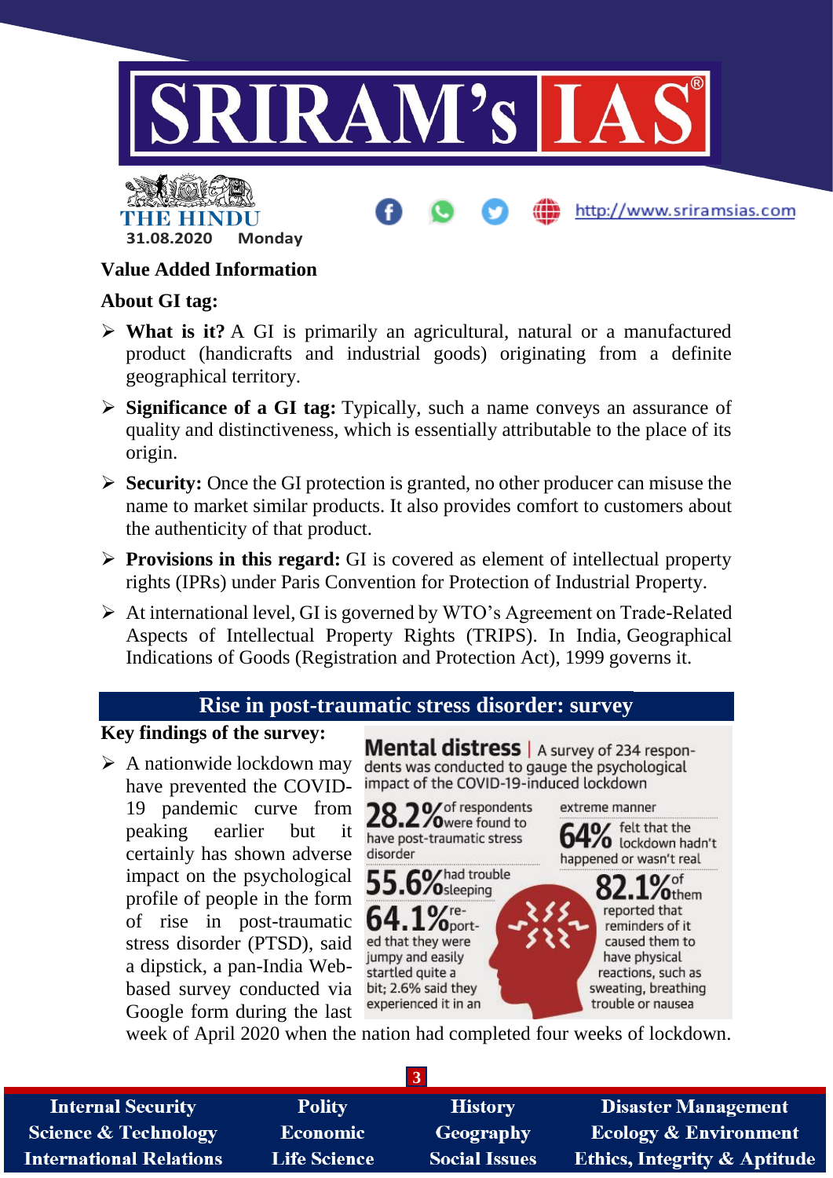**Value Added Information**

**About GI tag:**

- **What is it?** A GI is primarily an agricultural, natural or a manufactured product (handicrafts and industrial goods) originating from a definite geographical territory.
- **Significance of a GI tag:** Typically, such a name conveys an assurance of quality and distinctiveness, which is essentially attributable to the place of its origin.
- **Security:** Once the GI protection is granted, no other producer can misuse the name to market similar products. It also provides comfort to customers about the authenticity of that product.
- **Provisions in this regard:** GI is covered as element of intellectual property rights (IPRs) under Paris Convention for Protection of Industrial Property.
- At international level, GI is governed by WTO's Agreement on Trade-Related Aspects of Intellectual Property Rights (TRIPS). In India, Geographical Indications of Goods (Registration and Protection Act), 1999 governs it.

## Rise in post-traumatic stress disorder: survey

**Key findings of the survey:**

- A nationwide lockdown may have prevented the COVID-19 pandemic curve from peaking earlier but it certainly has shown adverse impact on the psychological profile of people in the form of rise in post-traumatic stress disorder (PTSD), said a dipstick, a pan-India Web-based survey conducted via Google form during the last week of April 2020 when the nation had completed four weeks of lockdown.

**Mental distress** | A survey of 234 respondents was conducted to gauge the psychological impact of the COVID-19-induced lockdown

- **28.2%** of respondents were found to have post-traumatic stress disorder
- **55.6%** had trouble sleeping
- **64.1%** reported that they were jumpy and easily startled quite a bit; 2.6% said they experienced it in an extreme manner
- **64%** felt that the lockdown hadn't happened or wasn't real
- **82.1%** of them reported that reminders of it caused them to have physical reactions, such as sweating, breathing trouble or nausea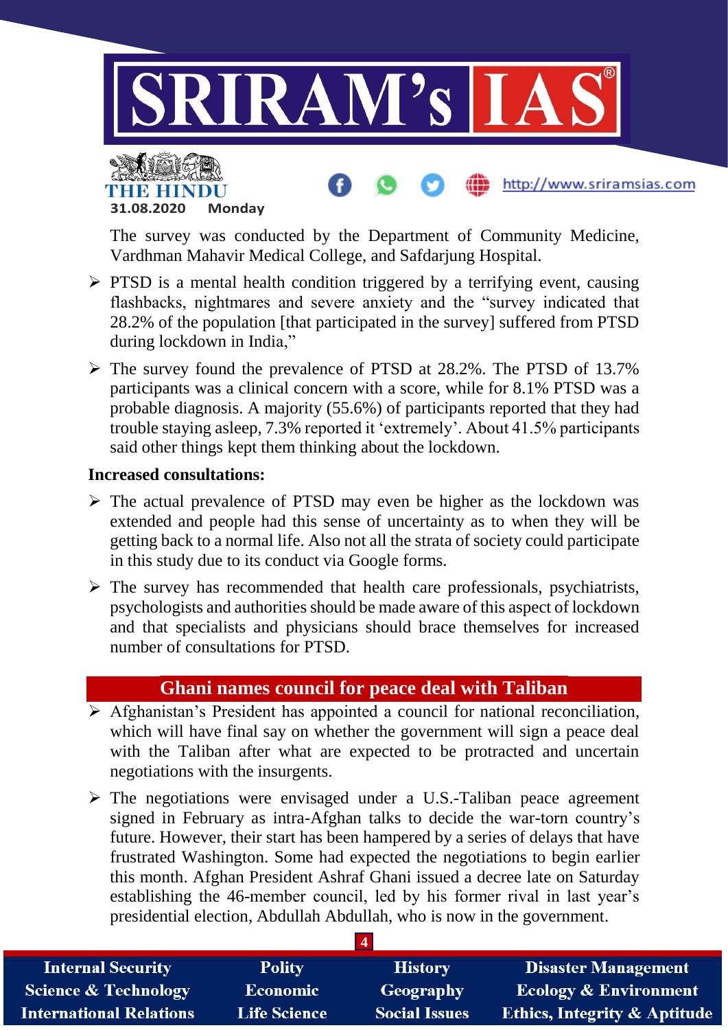The survey was conducted by the Department of Community Medicine, Vardhman Mahavir Medical College, and Safdarjung Hospital.

- PTSD is a mental health condition triggered by a terrifying event, causing flashbacks, nightmares and severe anxiety and the "survey indicated that 28.2% of the population [that participated in the survey] suffered from PTSD during lockdown in India,"
- The survey found the prevalence of PTSD at 28.2%. The PTSD of 13.7% participants was a clinical concern with a score, while for 8.1% PTSD was a probable diagnosis. A majority (55.6%) of participants reported that they had trouble staying asleep, 7.3% reported it 'extremely'. About 41.5% participants said other things kept them thinking about the lockdown.

**Increased consultations:**

- The actual prevalence of PTSD may even be higher as the lockdown was extended and people had this sense of uncertainty as to when they will be getting back to a normal life. Also not all the strata of society could participate in this study due to its conduct via Google forms.
- The survey has recommended that health care professionals, psychiatrists, psychologists and authorities should be made aware of this aspect of lockdown and that specialists and physicians should brace themselves for increased number of consultations for PTSD.

## Ghani names council for peace deal with Taliban

- Afghanistan's President has appointed a council for national reconciliation, which will have final say on whether the government will sign a peace deal with the Taliban after what are expected to be protracted and uncertain negotiations with the insurgents.
- The negotiations were envisaged under a U.S.-Taliban peace agreement signed in February as intra-Afghan talks to decide the war-torn country's future. However, their start has been hampered by a series of delays that have frustrated Washington. Some had expected the negotiations to begin earlier this month. Afghan President Ashraf Ghani issued a decree late on Saturday establishing the 46-member council, led by his former rival in last year's presidential election, Abdullah Abdullah, who is now in the government.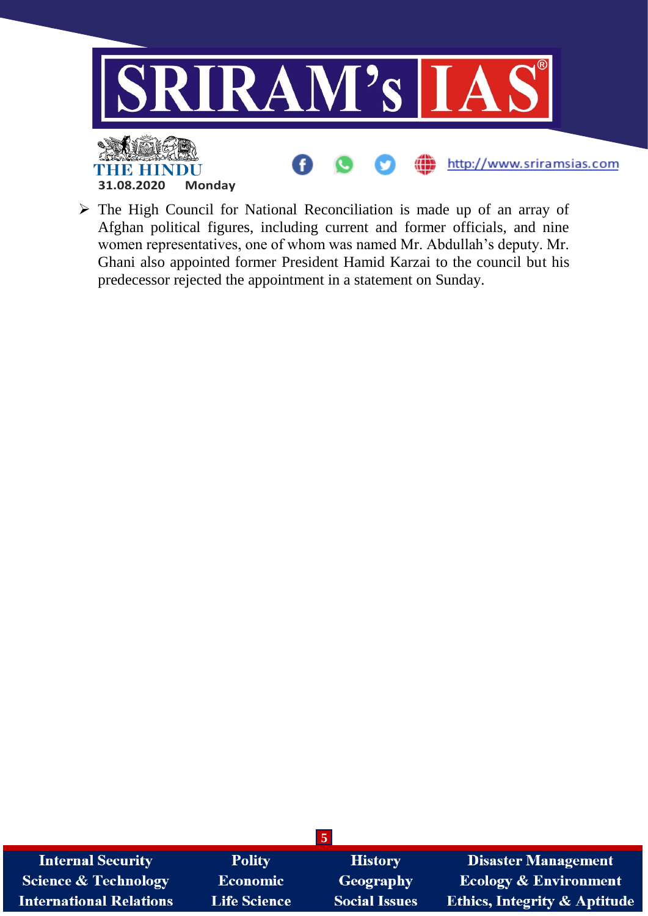- The High Council for National Reconciliation is made up of an array of Afghan political figures, including current and former officials, and nine women representatives, one of whom was named Mr. Abdullah's deputy. Mr. Ghani also appointed former President Hamid Karzai to the council but his predecessor rejected the appointment in a statement on Sunday.